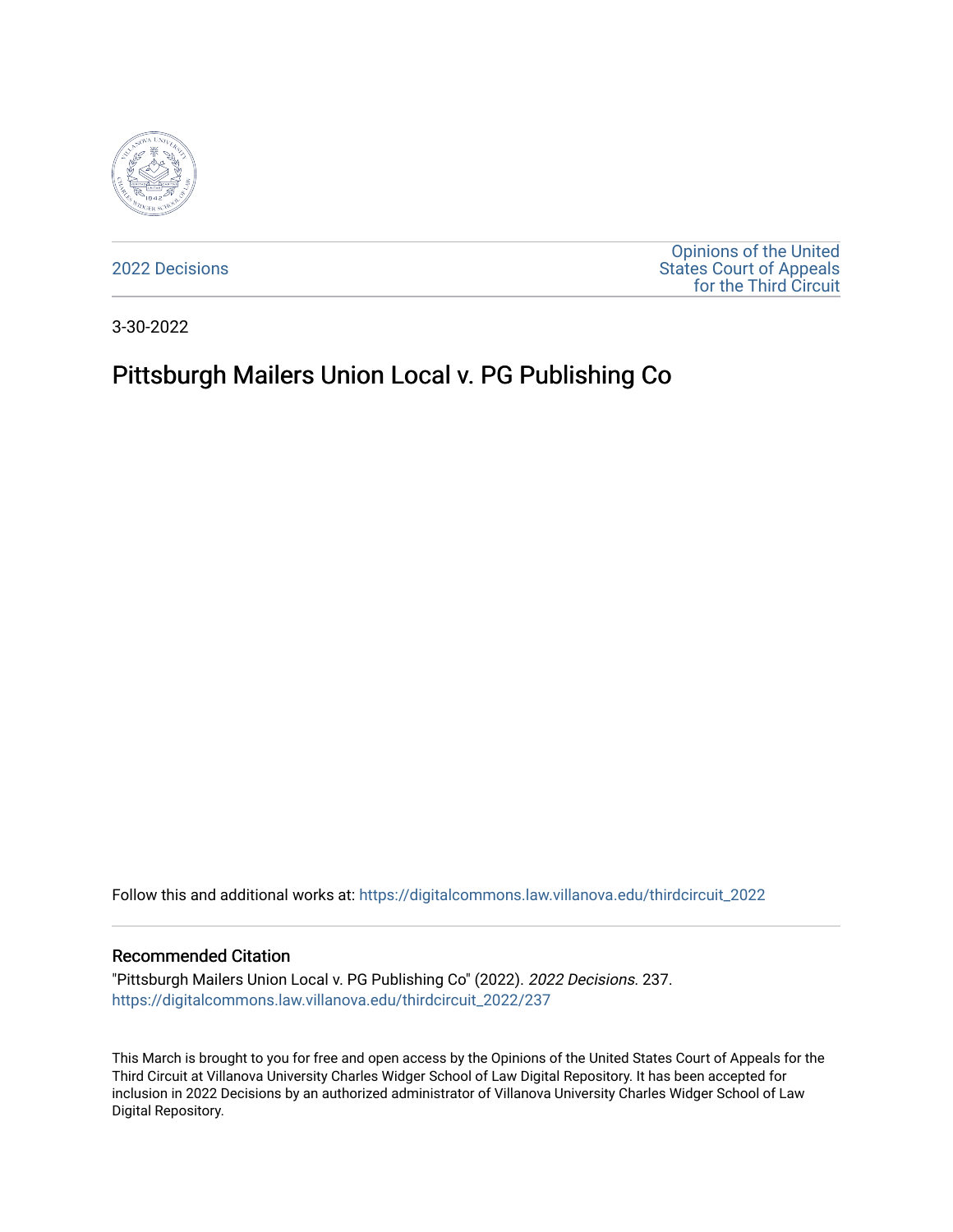2022 Decisions

Opinions of the United States Court of Appeals for the Third Circuit

3-30-2022

# Pittsburgh Mailers Union Local v. PG Publishing Co

Follow this and additional works at: https://digitalcommons.law.villanova.edu/thirdcircuit_2022

## Recommended Citation

"Pittsburgh Mailers Union Local v. PG Publishing Co" (2022). *2022 Decisions*. 237.
https://digitalcommons.law.villanova.edu/thirdcircuit_2022/237

This March is brought to you for free and open access by the Opinions of the United States Court of Appeals for the Third Circuit at Villanova University Charles Widger School of Law Digital Repository. It has been accepted for inclusion in 2022 Decisions by an authorized administrator of Villanova University Charles Widger School of Law Digital Repository.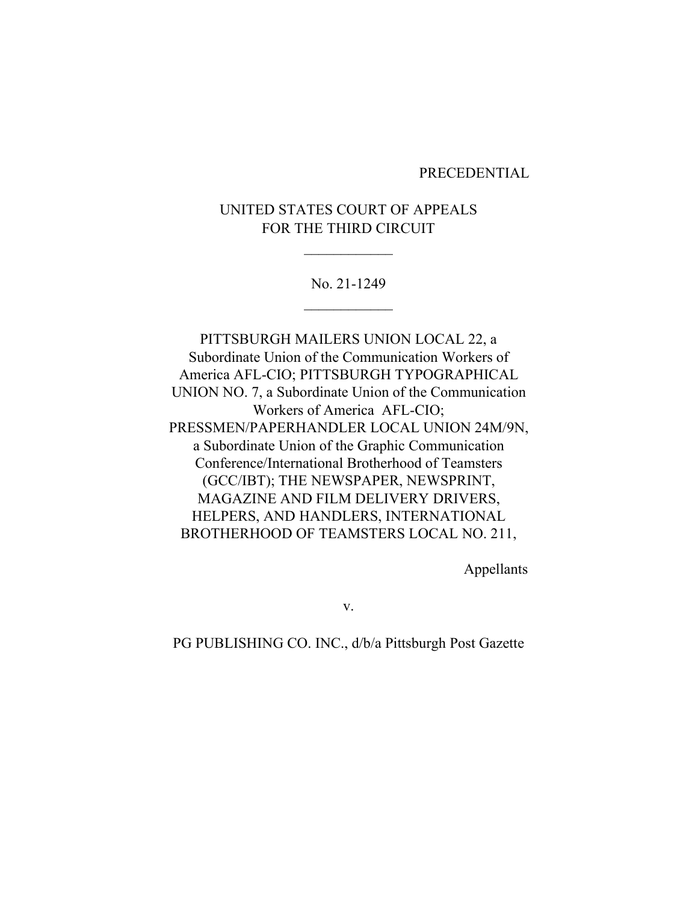PRECEDENTIAL

UNITED STATES COURT OF APPEALS
FOR THE THIRD CIRCUIT

\_\_\_\_\_\_\_\_\_\_\_\_

No. 21-1249

\_\_\_\_\_\_\_\_\_\_\_\_

PITTSBURGH MAILERS UNION LOCAL 22, a Subordinate Union of the Communication Workers of America AFL-CIO; PITTSBURGH TYPOGRAPHICAL UNION NO. 7, a Subordinate Union of the Communication Workers of America AFL-CIO; PRESSMEN/PAPERHANDLER LOCAL UNION 24M/9N, a Subordinate Union of the Graphic Communication Conference/International Brotherhood of Teamsters (GCC/IBT); THE NEWSPAPER, NEWSPRINT, MAGAZINE AND FILM DELIVERY DRIVERS, HELPERS, AND HANDLERS, INTERNATIONAL BROTHERHOOD OF TEAMSTERS LOCAL NO. 211,

Appellants

v.

PG PUBLISHING CO. INC., d/b/a Pittsburgh Post Gazette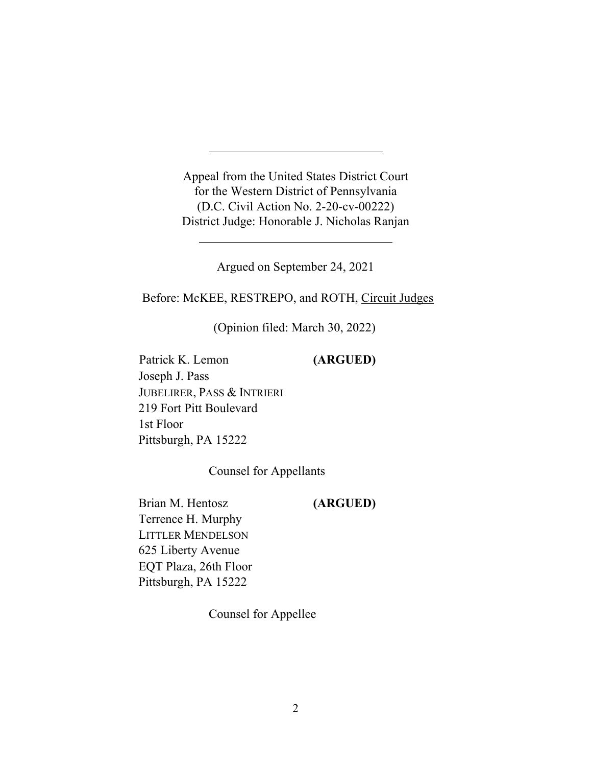---

Appeal from the United States District Court
for the Western District of Pennsylvania
(D.C. Civil Action No. 2-20-cv-00222)
District Judge: Honorable J. Nicholas Ranjan

---

Argued on September 24, 2021

Before: McKEE, RESTREPO, and ROTH, Circuit Judges

(Opinion filed: March 30, 2022)

Patrick K. Lemon **(ARGUED)**
Joseph J. Pass
JUBELIRER, PASS & INTRIERI
219 Fort Pitt Boulevard
1st Floor
Pittsburgh, PA 15222

Counsel for Appellants

Brian M. Hentosz **(ARGUED)**
Terrence H. Murphy
LITTLER MENDELSON
625 Liberty Avenue
EQT Plaza, 26th Floor
Pittsburgh, PA 15222

Counsel for Appellee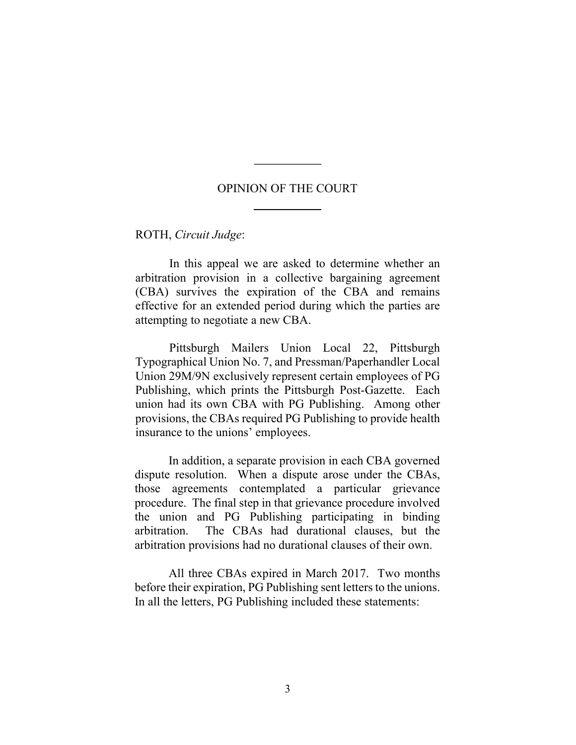## OPINION OF THE COURT

ROTH, *Circuit Judge*:

In this appeal we are asked to determine whether an arbitration provision in a collective bargaining agreement (CBA) survives the expiration of the CBA and remains effective for an extended period during which the parties are attempting to negotiate a new CBA.

Pittsburgh Mailers Union Local 22, Pittsburgh Typographical Union No. 7, and Pressman/Paperhandler Local Union 29M/9N exclusively represent certain employees of PG Publishing, which prints the Pittsburgh Post-Gazette. Each union had its own CBA with PG Publishing. Among other provisions, the CBAs required PG Publishing to provide health insurance to the unions' employees.

In addition, a separate provision in each CBA governed dispute resolution. When a dispute arose under the CBAs, those agreements contemplated a particular grievance procedure. The final step in that grievance procedure involved the union and PG Publishing participating in binding arbitration. The CBAs had durational clauses, but the arbitration provisions had no durational clauses of their own.

All three CBAs expired in March 2017. Two months before their expiration, PG Publishing sent letters to the unions. In all the letters, PG Publishing included these statements: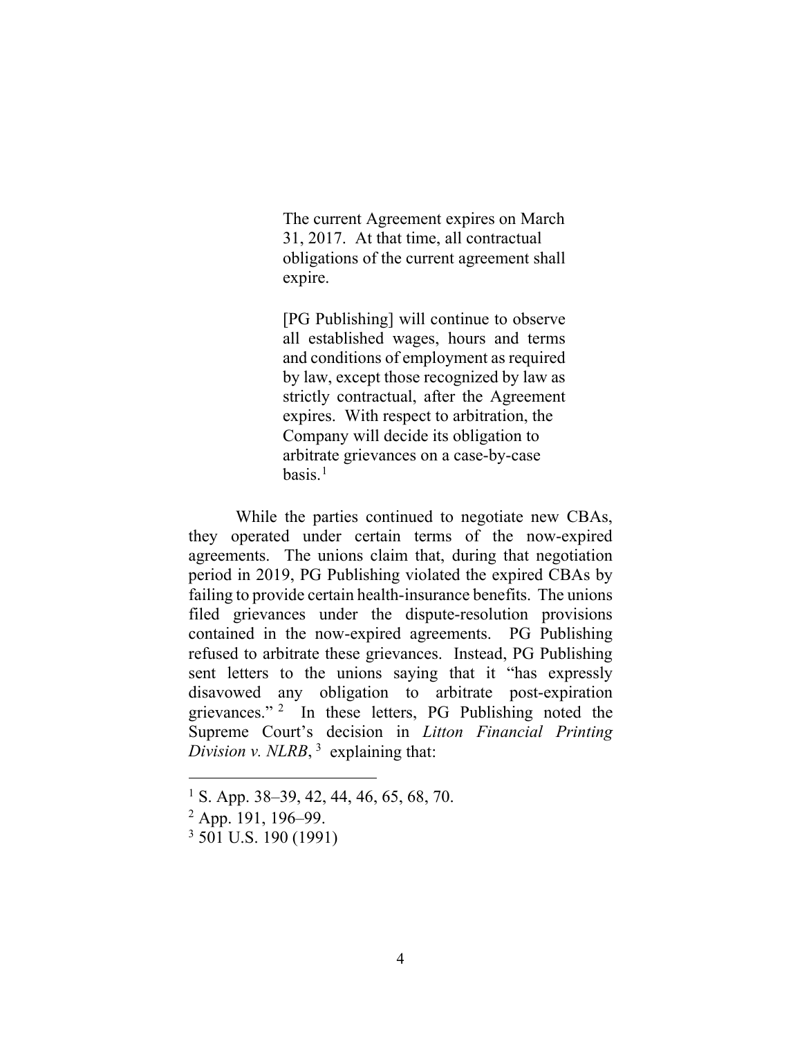> The current Agreement expires on March 31, 2017. At that time, all contractual obligations of the current agreement shall expire.
>
> [PG Publishing] will continue to observe all established wages, hours and terms and conditions of employment as required by law, except those recognized by law as strictly contractual, after the Agreement expires. With respect to arbitration, the Company will decide its obligation to arbitrate grievances on a case-by-case basis.[1]

While the parties continued to negotiate new CBAs, they operated under certain terms of the now-expired agreements. The unions claim that, during that negotiation period in 2019, PG Publishing violated the expired CBAs by failing to provide certain health-insurance benefits. The unions filed grievances under the dispute-resolution provisions contained in the now-expired agreements. PG Publishing refused to arbitrate these grievances. Instead, PG Publishing sent letters to the unions saying that it "has expressly disavowed any obligation to arbitrate post-expiration grievances."[2] In these letters, PG Publishing noted the Supreme Court's decision in *Litton Financial Printing Division v. NLRB*,[3] explaining that:

---

[1] S. App. 38–39, 42, 44, 46, 65, 68, 70.

[2] App. 191, 196–99.

[3] 501 U.S. 190 (1991)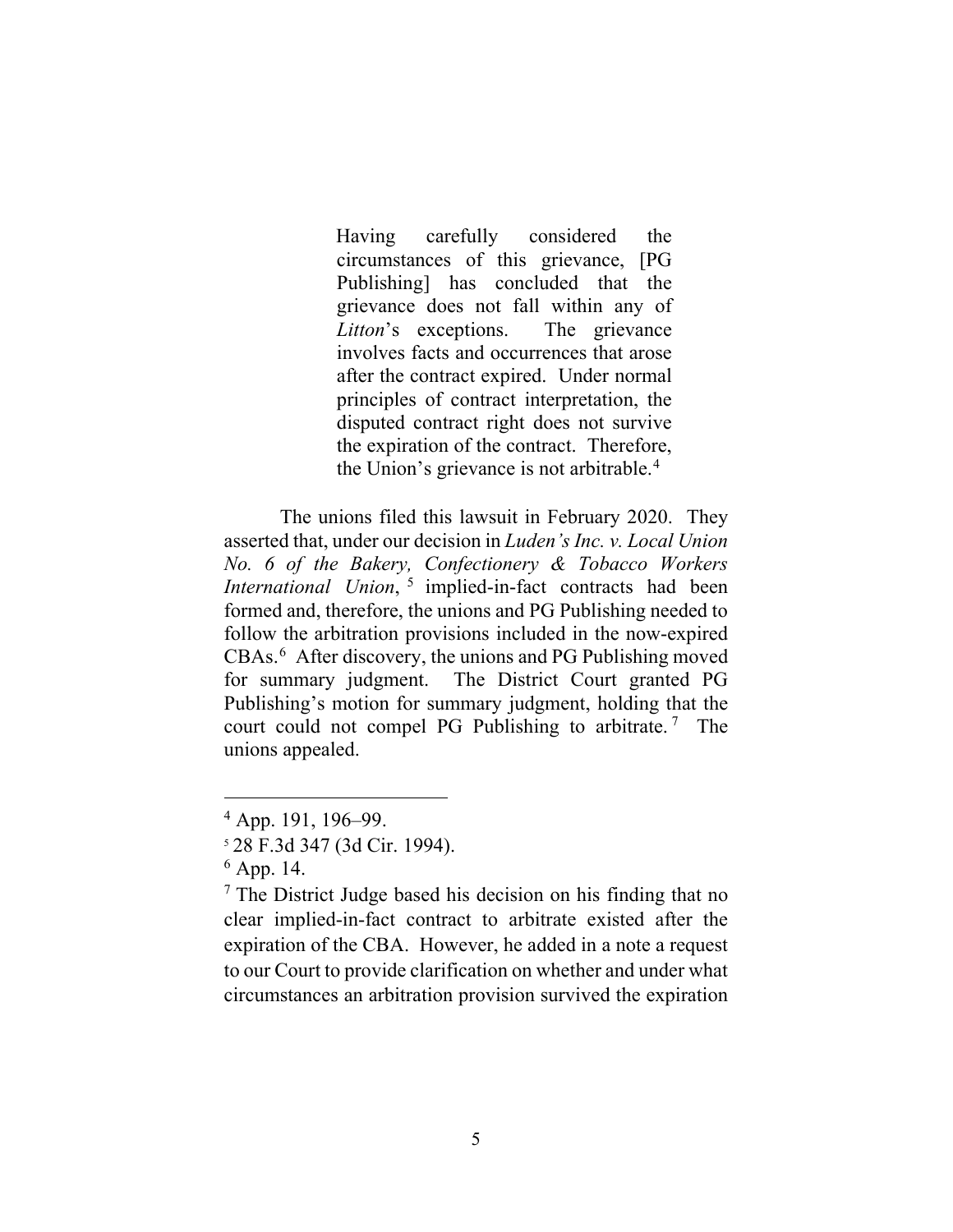> Having carefully considered the circumstances of this grievance, [PG Publishing] has concluded that the grievance does not fall within any of *Litton*'s exceptions. The grievance involves facts and occurrences that arose after the contract expired. Under normal principles of contract interpretation, the disputed contract right does not survive the expiration of the contract. Therefore, the Union's grievance is not arbitrable.[4]

The unions filed this lawsuit in February 2020. They asserted that, under our decision in *Luden's Inc. v. Local Union No. 6 of the Bakery, Confectionery & Tobacco Workers International Union*,[5] implied-in-fact contracts had been formed and, therefore, the unions and PG Publishing needed to follow the arbitration provisions included in the now-expired CBAs.[6] After discovery, the unions and PG Publishing moved for summary judgment. The District Court granted PG Publishing's motion for summary judgment, holding that the court could not compel PG Publishing to arbitrate.[7] The unions appealed.

---

[4] App. 191, 196–99.

[5] 28 F.3d 347 (3d Cir. 1994).

[6] App. 14.

[7] The District Judge based his decision on his finding that no clear implied-in-fact contract to arbitrate existed after the expiration of the CBA. However, he added in a note a request to our Court to provide clarification on whether and under what circumstances an arbitration provision survived the expiration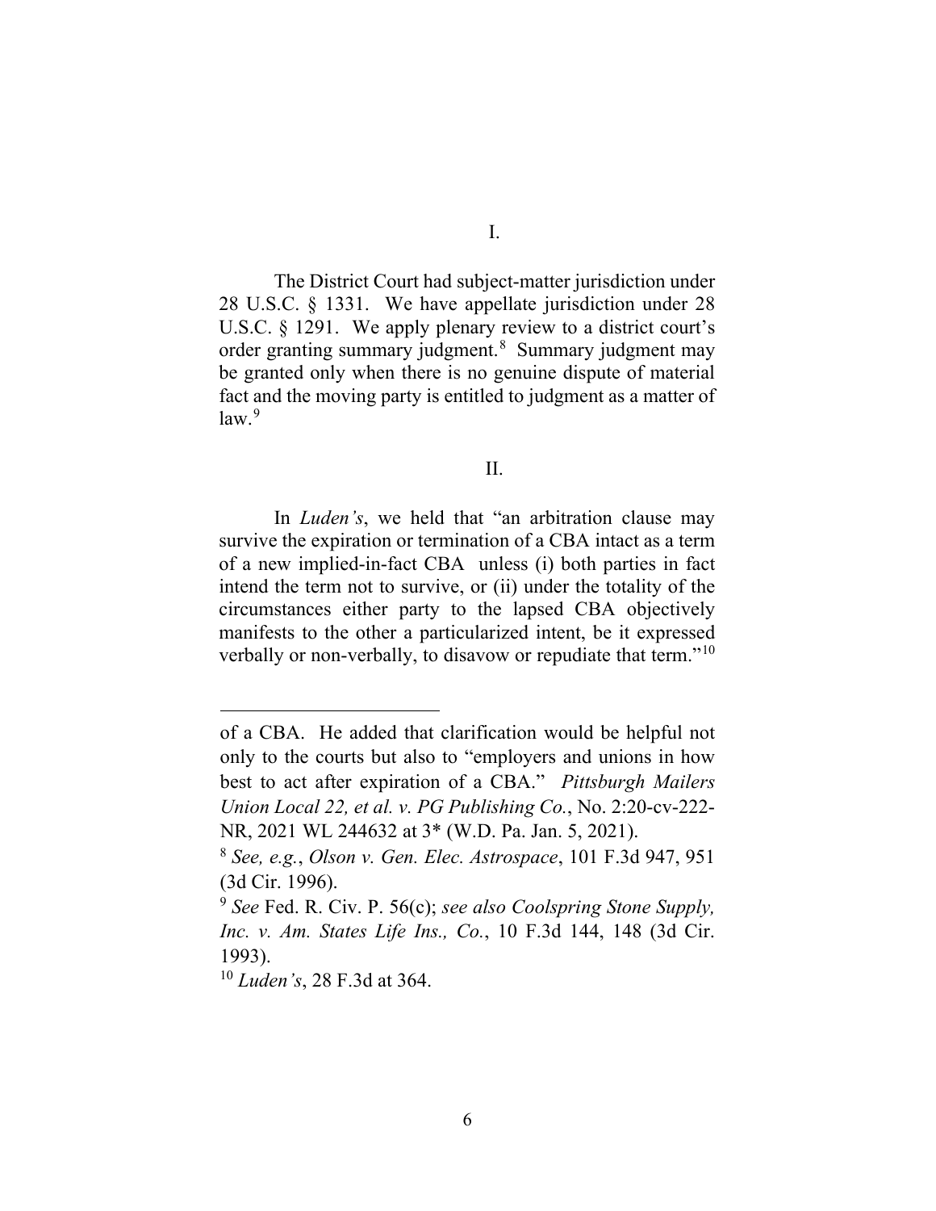I.

The District Court had subject-matter jurisdiction under 28 U.S.C. § 1331. We have appellate jurisdiction under 28 U.S.C. § 1291. We apply plenary review to a district court's order granting summary judgment.[8] Summary judgment may be granted only when there is no genuine dispute of material fact and the moving party is entitled to judgment as a matter of law.[9]

II.

In *Luden's*, we held that "an arbitration clause may survive the expiration or termination of a CBA intact as a term of a new implied-in-fact CBA unless (i) both parties in fact intend the term not to survive, or (ii) under the totality of the circumstances either party to the lapsed CBA objectively manifests to the other a particularized intent, be it expressed verbally or non-verbally, to disavow or repudiate that term."[10]

---

of a CBA. He added that clarification would be helpful not only to the courts but also to "employers and unions in how best to act after expiration of a CBA." *Pittsburgh Mailers Union Local 22, et al. v. PG Publishing Co.*, No. 2:20-cv-222-NR, 2021 WL 244632 at 3* (W.D. Pa. Jan. 5, 2021).

[8] *See, e.g.*, *Olson v. Gen. Elec. Astrospace*, 101 F.3d 947, 951 (3d Cir. 1996).

[9] *See* Fed. R. Civ. P. 56(c); *see also Coolspring Stone Supply, Inc. v. Am. States Life Ins., Co.*, 10 F.3d 144, 148 (3d Cir. 1993).

[10] *Luden's*, 28 F.3d at 364.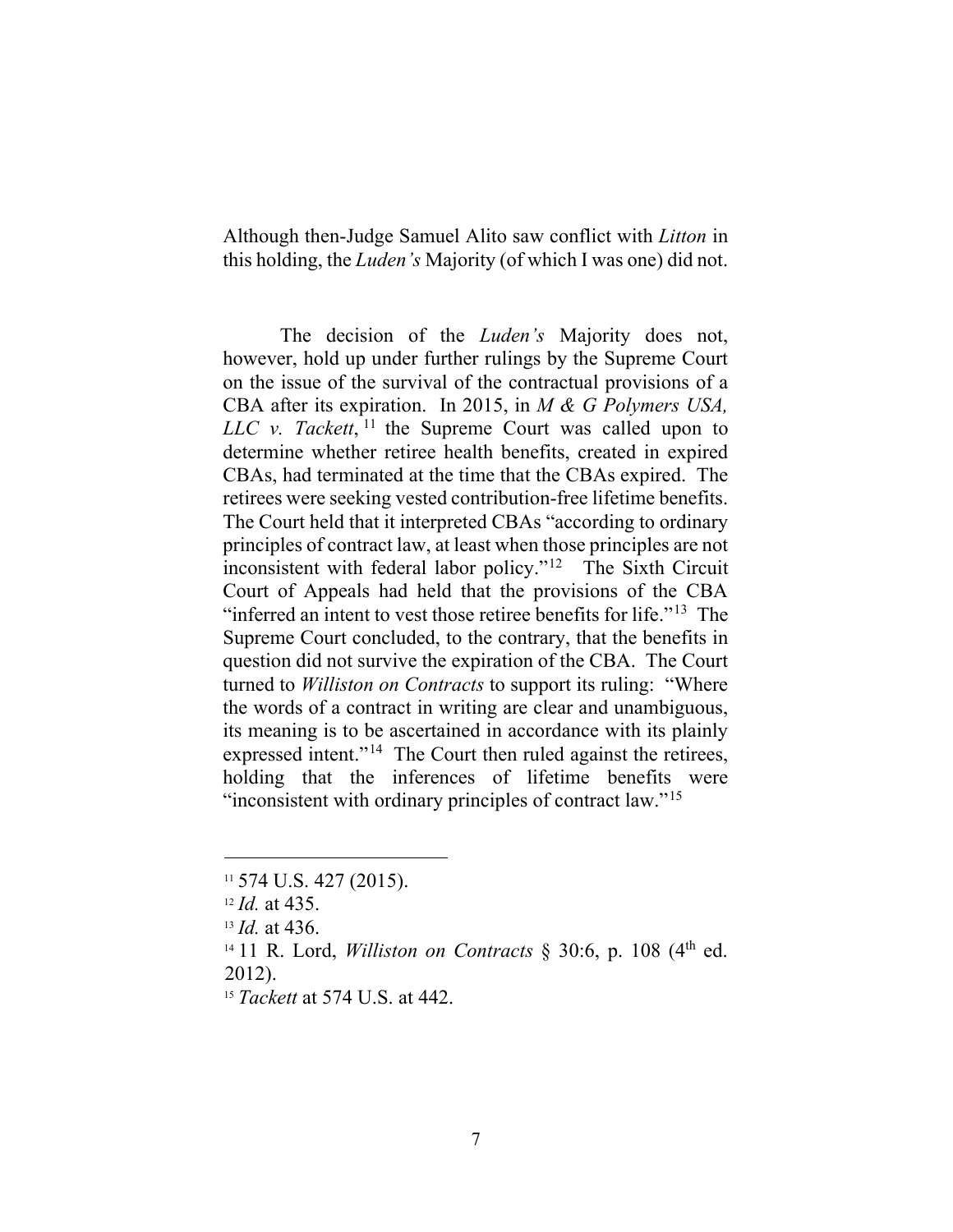Although then-Judge Samuel Alito saw conflict with *Litton* in this holding, the *Luden's* Majority (of which I was one) did not.

The decision of the *Luden's* Majority does not, however, hold up under further rulings by the Supreme Court on the issue of the survival of the contractual provisions of a CBA after its expiration. In 2015, in *M & G Polymers USA, LLC v. Tackett*,[11] the Supreme Court was called upon to determine whether retiree health benefits, created in expired CBAs, had terminated at the time that the CBAs expired. The retirees were seeking vested contribution-free lifetime benefits. The Court held that it interpreted CBAs "according to ordinary principles of contract law, at least when those principles are not inconsistent with federal labor policy."[12] The Sixth Circuit Court of Appeals had held that the provisions of the CBA "inferred an intent to vest those retiree benefits for life."[13] The Supreme Court concluded, to the contrary, that the benefits in question did not survive the expiration of the CBA. The Court turned to *Williston on Contracts* to support its ruling: "Where the words of a contract in writing are clear and unambiguous, its meaning is to be ascertained in accordance with its plainly expressed intent."[14] The Court then ruled against the retirees, holding that the inferences of lifetime benefits were "inconsistent with ordinary principles of contract law."[15]

---

[11] 574 U.S. 427 (2015).

[12] *Id.* at 435.

[13] *Id.* at 436.

[14] 11 R. Lord, *Williston on Contracts* § 30:6, p. 108 (4th ed. 2012).

[15] *Tackett* at 574 U.S. at 442.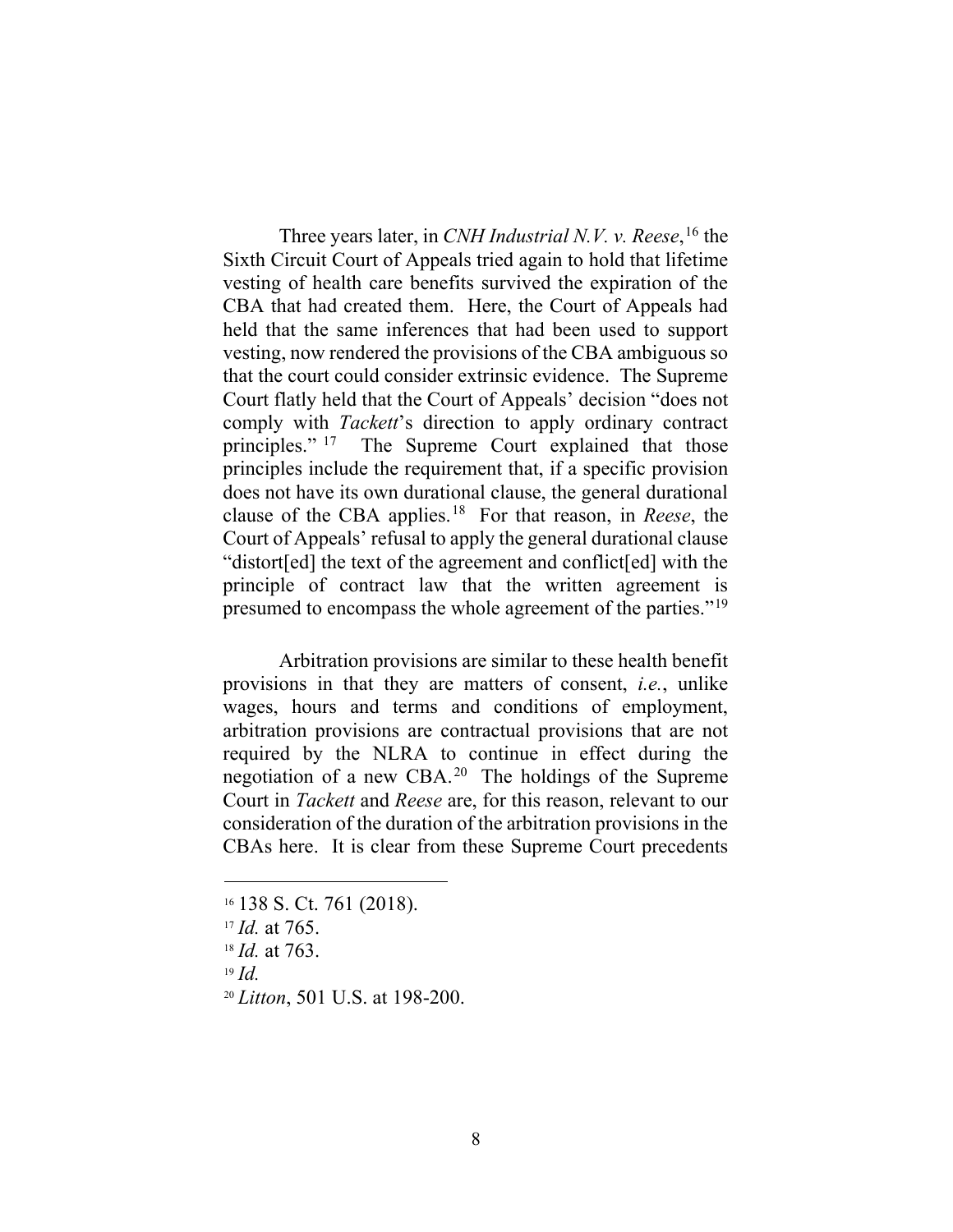Three years later, in *CNH Industrial N.V. v. Reese*,[16] the Sixth Circuit Court of Appeals tried again to hold that lifetime vesting of health care benefits survived the expiration of the CBA that had created them. Here, the Court of Appeals had held that the same inferences that had been used to support vesting, now rendered the provisions of the CBA ambiguous so that the court could consider extrinsic evidence. The Supreme Court flatly held that the Court of Appeals' decision "does not comply with *Tackett*'s direction to apply ordinary contract principles."[17] The Supreme Court explained that those principles include the requirement that, if a specific provision does not have its own durational clause, the general durational clause of the CBA applies.[18] For that reason, in *Reese*, the Court of Appeals' refusal to apply the general durational clause "distort[ed] the text of the agreement and conflict[ed] with the principle of contract law that the written agreement is presumed to encompass the whole agreement of the parties."[19]

Arbitration provisions are similar to these health benefit provisions in that they are matters of consent, *i.e.*, unlike wages, hours and terms and conditions of employment, arbitration provisions are contractual provisions that are not required by the NLRA to continue in effect during the negotiation of a new CBA.[20] The holdings of the Supreme Court in *Tackett* and *Reese* are, for this reason, relevant to our consideration of the duration of the arbitration provisions in the CBAs here. It is clear from these Supreme Court precedents

---

[16] 138 S. Ct. 761 (2018).

[17] *Id.* at 765.

[18] *Id.* at 763.

[19] *Id.*

[20] *Litton*, 501 U.S. at 198-200.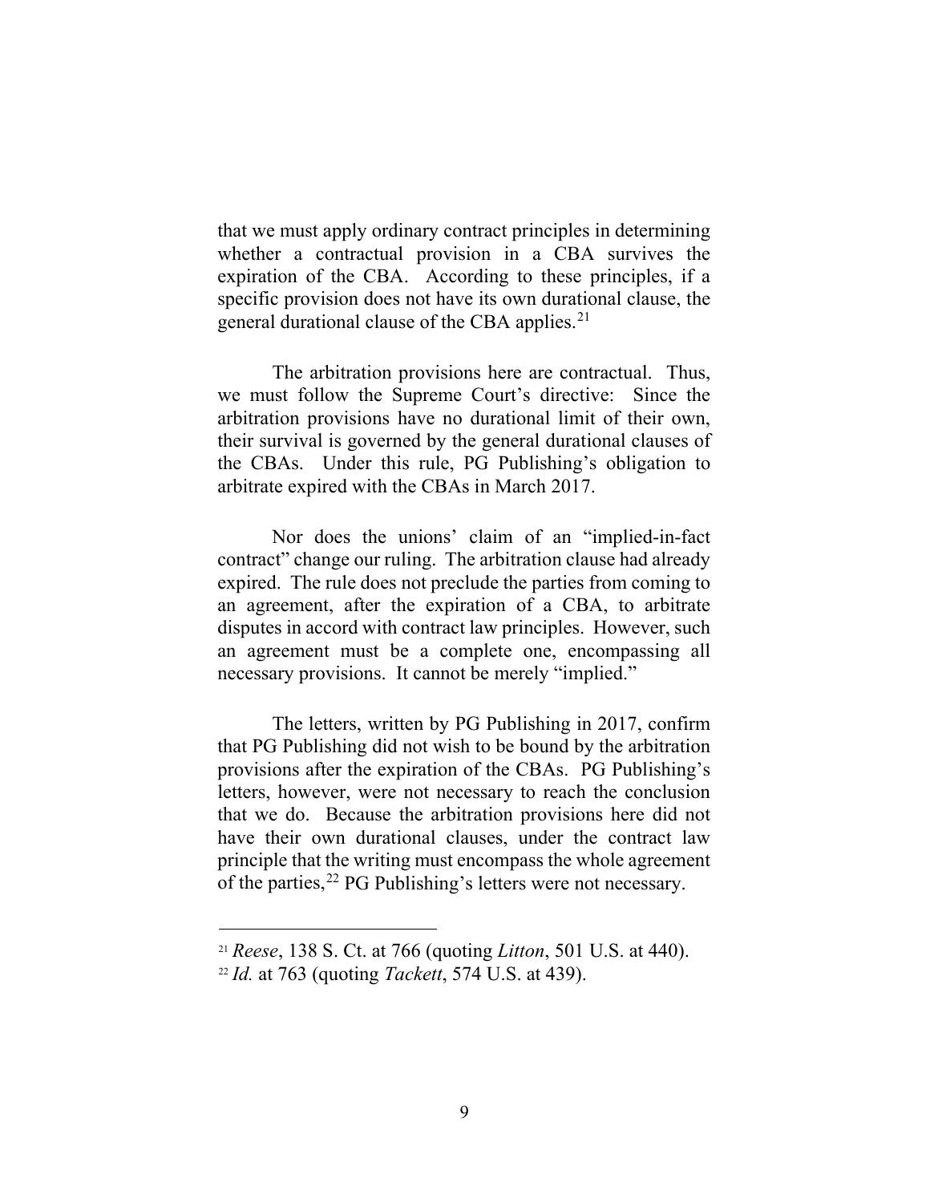that we must apply ordinary contract principles in determining whether a contractual provision in a CBA survives the expiration of the CBA. According to these principles, if a specific provision does not have its own durational clause, the general durational clause of the CBA applies.[21]

The arbitration provisions here are contractual. Thus, we must follow the Supreme Court's directive: Since the arbitration provisions have no durational limit of their own, their survival is governed by the general durational clauses of the CBAs. Under this rule, PG Publishing's obligation to arbitrate expired with the CBAs in March 2017.

Nor does the unions' claim of an "implied-in-fact contract" change our ruling. The arbitration clause had already expired. The rule does not preclude the parties from coming to an agreement, after the expiration of a CBA, to arbitrate disputes in accord with contract law principles. However, such an agreement must be a complete one, encompassing all necessary provisions. It cannot be merely "implied."

The letters, written by PG Publishing in 2017, confirm that PG Publishing did not wish to be bound by the arbitration provisions after the expiration of the CBAs. PG Publishing's letters, however, were not necessary to reach the conclusion that we do. Because the arbitration provisions here did not have their own durational clauses, under the contract law principle that the writing must encompass the whole agreement of the parties,[22] PG Publishing's letters were not necessary.

---

[21] *Reese*, 138 S. Ct. at 766 (quoting *Litton*, 501 U.S. at 440).

[22] *Id.* at 763 (quoting *Tackett*, 574 U.S. at 439).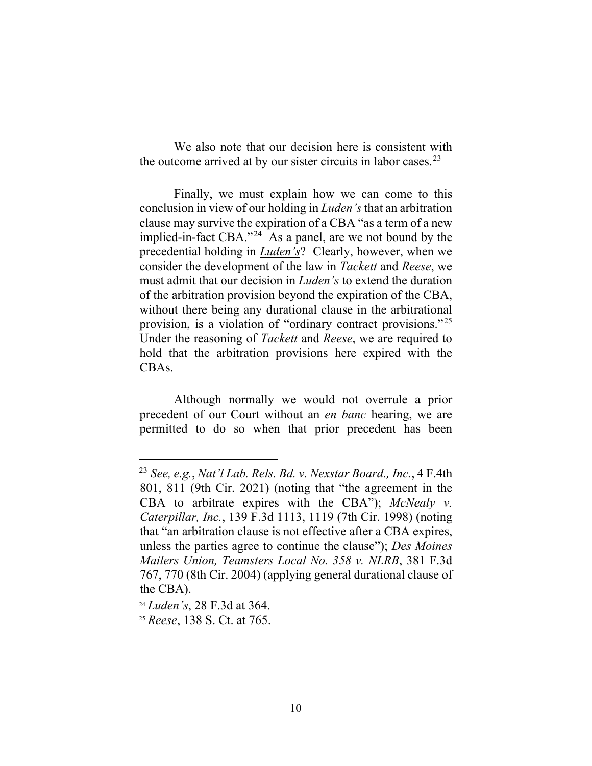We also note that our decision here is consistent with the outcome arrived at by our sister circuits in labor cases.[23]

Finally, we must explain how we can come to this conclusion in view of our holding in *Luden's* that an arbitration clause may survive the expiration of a CBA "as a term of a new implied-in-fact CBA."[24] As a panel, are we not bound by the precedential holding in ***Luden's***? Clearly, however, when we consider the development of the law in *Tackett* and *Reese*, we must admit that our decision in *Luden's* to extend the duration of the arbitration provision beyond the expiration of the CBA, without there being any durational clause in the arbitrational provision, is a violation of "ordinary contract provisions."[25] Under the reasoning of *Tackett* and *Reese*, we are required to hold that the arbitration provisions here expired with the CBAs.

Although normally we would not overrule a prior precedent of our Court without an *en banc* hearing, we are permitted to do so when that prior precedent has been

---

[23] *See, e.g.*, *Nat'l Lab. Rels. Bd. v. Nexstar Board., Inc.*, 4 F.4th 801, 811 (9th Cir. 2021) (noting that "the agreement in the CBA to arbitrate expires with the CBA"); *McNealy v. Caterpillar, Inc.*, 139 F.3d 1113, 1119 (7th Cir. 1998) (noting that "an arbitration clause is not effective after a CBA expires, unless the parties agree to continue the clause"); *Des Moines Mailers Union, Teamsters Local No. 358 v. NLRB*, 381 F.3d 767, 770 (8th Cir. 2004) (applying general durational clause of the CBA).

[24] *Luden's*, 28 F.3d at 364.

[25] *Reese*, 138 S. Ct. at 765.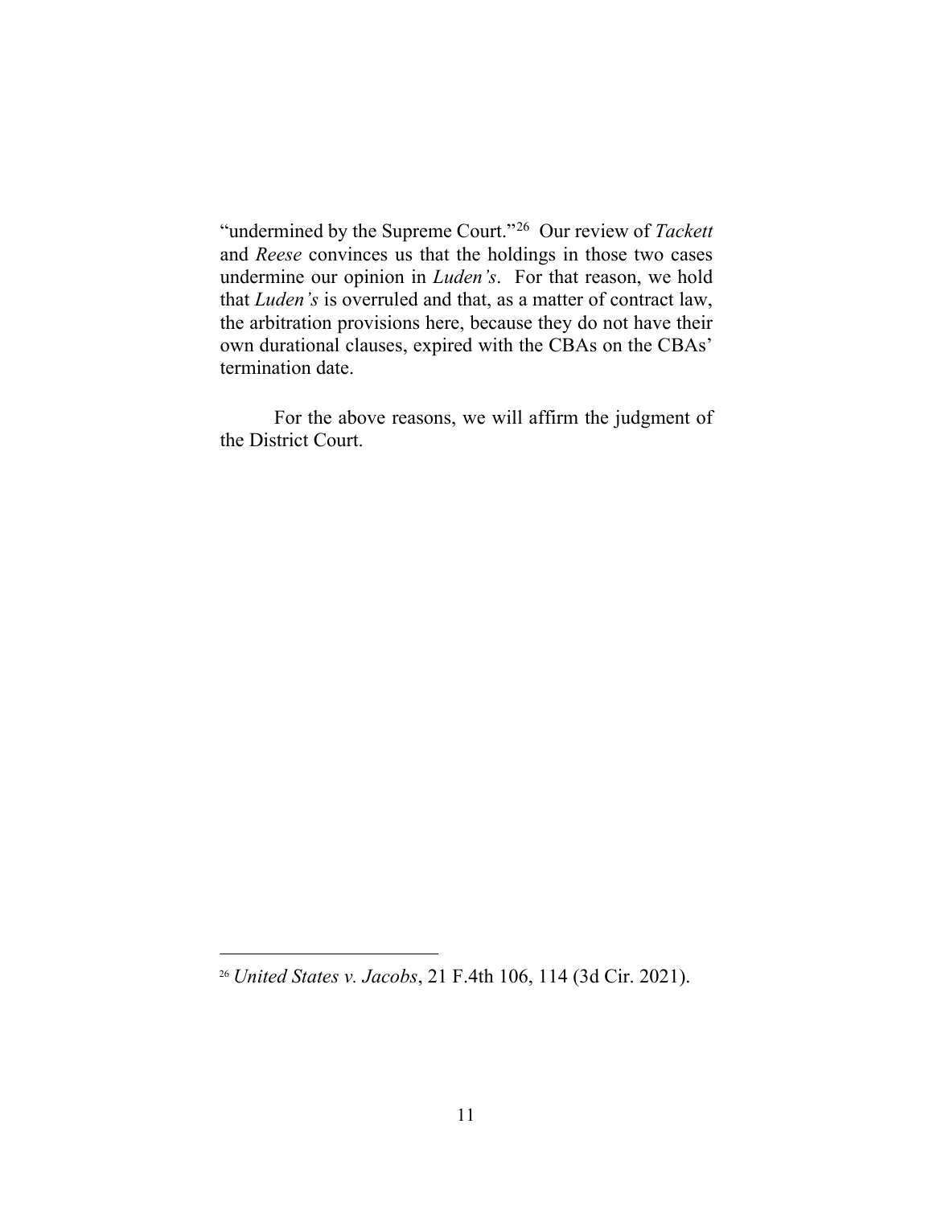"undermined by the Supreme Court."[26] Our review of *Tackett* and *Reese* convinces us that the holdings in those two cases undermine our opinion in *Luden's*. For that reason, we hold that *Luden's* is overruled and that, as a matter of contract law, the arbitration provisions here, because they do not have their own durational clauses, expired with the CBAs on the CBAs' termination date.

For the above reasons, we will affirm the judgment of the District Court.

[26] *United States v. Jacobs*, 21 F.4th 106, 114 (3d Cir. 2021).